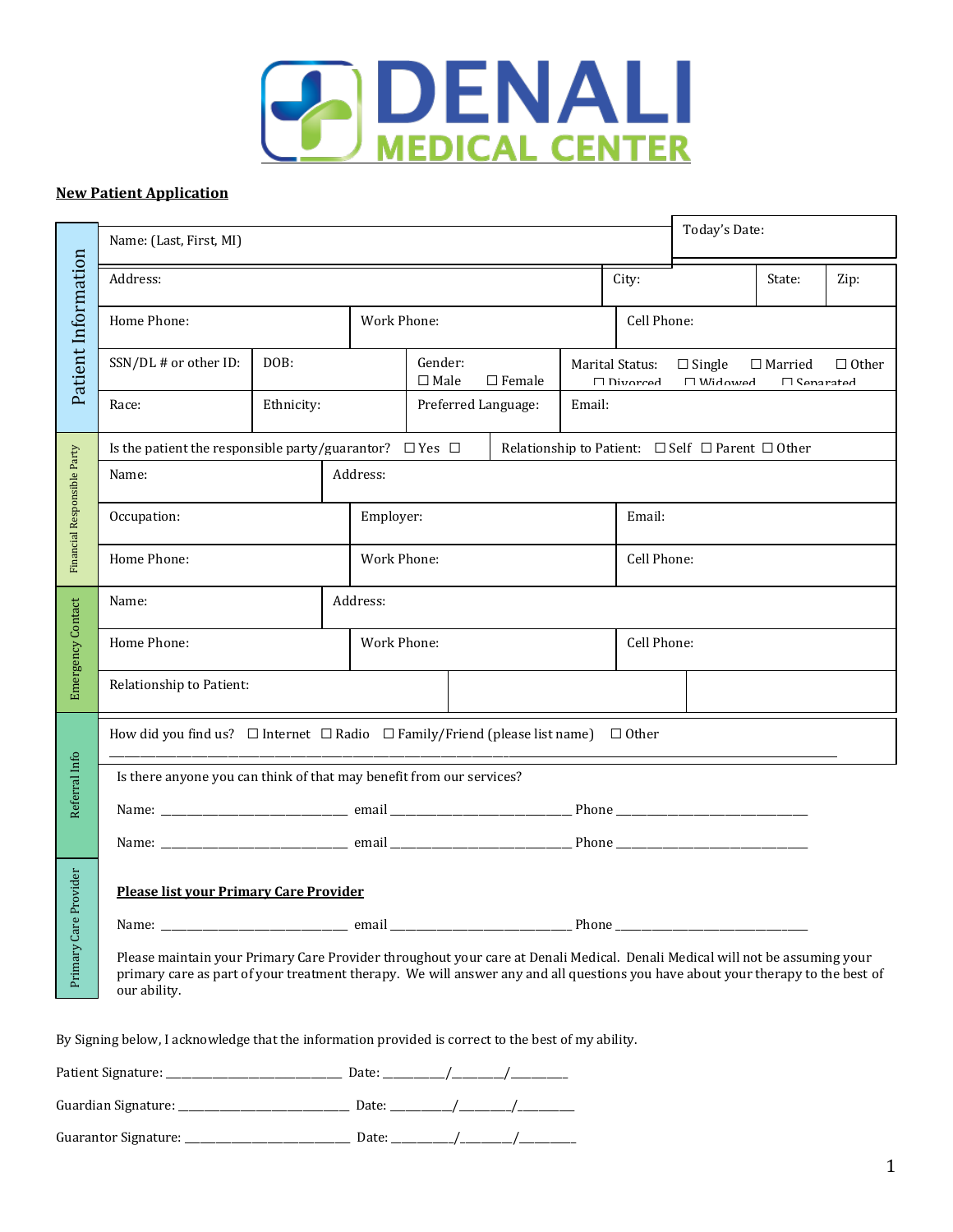# DENALI MEDICAL CENTER

**New Patient Application**

## Patient Information

| | | | | | |
|---|---|---|---|---|---|
| Name: (Last, First, MI) | | | | Today's Date: | |
| Address: | | | City: | State: | Zip: |
| Home Phone: | | Work Phone: | | Cell Phone: | |
| SSN/DL # or other ID: | DOB: | Gender: ☐ Male ☐ Female | Marital Status: ☐ Single ☐ Married ☐ Other ☐ Divorced ☐ Widowed ☐ Separated | | |
| Race: | Ethnicity: | Preferred Language: | Email: | | |

## Financial Responsible Party

| | | |
|---|---|---|
| Is the patient the responsible party/guarantor? ☐ Yes ☐ | Relationship to Patient: ☐ Self ☐ Parent ☐ Other | |
| Name: | Address: | |
| Occupation: | Employer: | Email: |
| Home Phone: | Work Phone: | Cell Phone: |

## Emergency Contact

| | | |
|---|---|---|
| Name: | Address: | |
| Home Phone: | Work Phone: | Cell Phone: |
| Relationship to Patient: | | |

## Referral Info

How did you find us? ☐ Internet ☐ Radio ☐ Family/Friend (please list name) ☐ Other
______________________________________________________________________________

Is there anyone you can think of that may benefit from our services?

Name: ______________________ email ______________________ Phone ______________________

Name: ______________________ email ______________________ Phone ______________________

## Primary Care Provider

**Please list your Primary Care Provider**

Name: ______________________ email ______________________ Phone ______________________

Please maintain your Primary Care Provider throughout your care at Denali Medical. Denali Medical will not be assuming your primary care as part of your treatment therapy. We will answer any and all questions you have about your therapy to the best of our ability.

By Signing below, I acknowledge that the information provided is correct to the best of my ability.

Patient Signature: ______________________ Date: ________/________/________

Guardian Signature: ______________________ Date: ________/________/________

Guarantor Signature: ______________________ Date: ________/________/________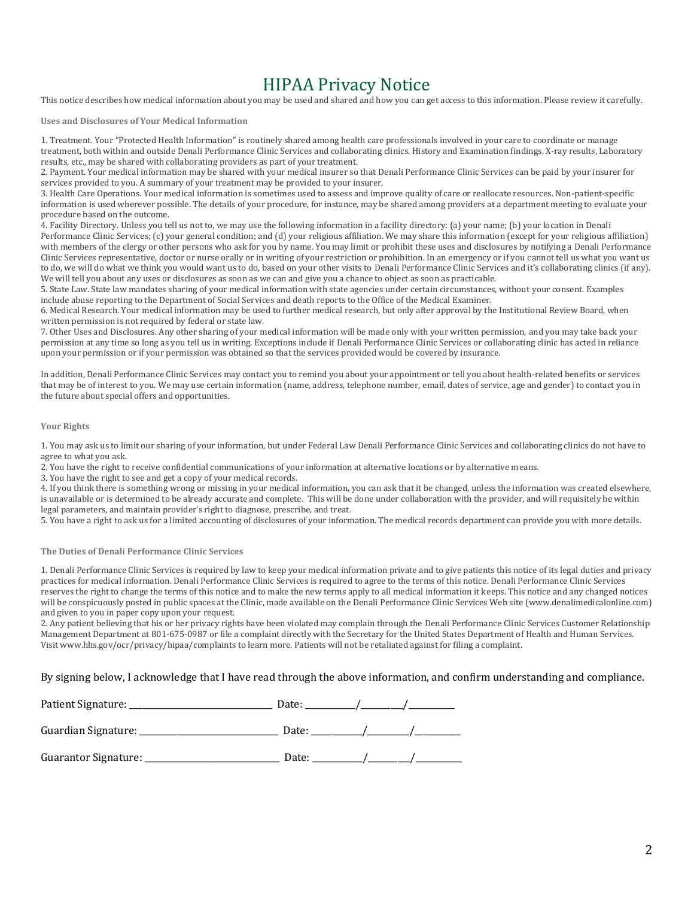# HIPAA Privacy Notice

This notice describes how medical information about you may be used and shared and how you can get access to this information. Please review it carefully.

**Uses and Disclosures of Your Medical Information**

1. Treatment. Your "Protected Health Information" is routinely shared among health care professionals involved in your care to coordinate or manage treatment, both within and outside Denali Performance Clinic Services and collaborating clinics. History and Examination findings, X-ray results, Laboratory results, etc., may be shared with collaborating providers as part of your treatment.
2. Payment. Your medical information may be shared with your medical insurer so that Denali Performance Clinic Services can be paid by your insurer for services provided to you. A summary of your treatment may be provided to your insurer.
3. Health Care Operations. Your medical information is sometimes used to assess and improve quality of care or reallocate resources. Non-patient-specific information is used wherever possible. The details of your procedure, for instance, may be shared among providers at a department meeting to evaluate your procedure based on the outcome.
4. Facility Directory. Unless you tell us not to, we may use the following information in a facility directory: (a) your name; (b) your location in Denali Performance Clinic Services; (c) your general condition; and (d) your religious affiliation. We may share this information (except for your religious affiliation) with members of the clergy or other persons who ask for you by name. You may limit or prohibit these uses and disclosures by notifying a Denali Performance Clinic Services representative, doctor or nurse orally or in writing of your restriction or prohibition. In an emergency or if you cannot tell us what you want us to do, we will do what we think you would want us to do, based on your other visits to Denali Performance Clinic Services and it's collaborating clinics (if any). We will tell you about any uses or disclosures as soon as we can and give you a chance to object as soon as practicable.
5. State Law. State law mandates sharing of your medical information with state agencies under certain circumstances, without your consent. Examples include abuse reporting to the Department of Social Services and death reports to the Office of the Medical Examiner.
6. Medical Research. Your medical information may be used to further medical research, but only after approval by the Institutional Review Board, when written permission is not required by federal or state law.
7. Other Uses and Disclosures. Any other sharing of your medical information will be made only with your written permission, and you may take back your permission at any time so long as you tell us in writing. Exceptions include if Denali Performance Clinic Services or collaborating clinic has acted in reliance upon your permission or if your permission was obtained so that the services provided would be covered by insurance.

In addition, Denali Performance Clinic Services may contact you to remind you about your appointment or tell you about health-related benefits or services that may be of interest to you. We may use certain information (name, address, telephone number, email, dates of service, age and gender) to contact you in the future about special offers and opportunities.

**Your Rights**

1. You may ask us to limit our sharing of your information, but under Federal Law Denali Performance Clinic Services and collaborating clinics do not have to agree to what you ask.
2. You have the right to receive confidential communications of your information at alternative locations or by alternative means.
3. You have the right to see and get a copy of your medical records.
4. If you think there is something wrong or missing in your medical information, you can ask that it be changed, unless the information was created elsewhere, is unavailable or is determined to be already accurate and complete. This will be done under collaboration with the provider, and will requisitely be within legal parameters, and maintain provider's right to diagnose, prescribe, and treat.
5. You have a right to ask us for a limited accounting of disclosures of your information. The medical records department can provide you with more details.

**The Duties of Denali Performance Clinic Services**

1. Denali Performance Clinic Services is required by law to keep your medical information private and to give patients this notice of its legal duties and privacy practices for medical information. Denali Performance Clinic Services is required to agree to the terms of this notice. Denali Performance Clinic Services reserves the right to change the terms of this notice and to make the new terms apply to all medical information it keeps. This notice and any changed notices will be conspicuously posted in public spaces at the Clinic, made available on the Denali Performance Clinic Services Web site (www.denalimedicalonline.com) and given to you in paper copy upon your request.
2. Any patient believing that his or her privacy rights have been violated may complain through the Denali Performance Clinic Services Customer Relationship Management Department at 801-675-0987 or file a complaint directly with the Secretary for the United States Department of Health and Human Services. Visit www.hhs.gov/ocr/privacy/hipaa/complaints to learn more. Patients will not be retaliated against for filing a complaint.

By signing below, I acknowledge that I have read through the above information, and confirm understanding and compliance.

Patient Signature: ______________________ Date: ______/______/______

Guardian Signature: ______________________ Date: ______/______/______

Guarantor Signature: ______________________ Date: ______/______/______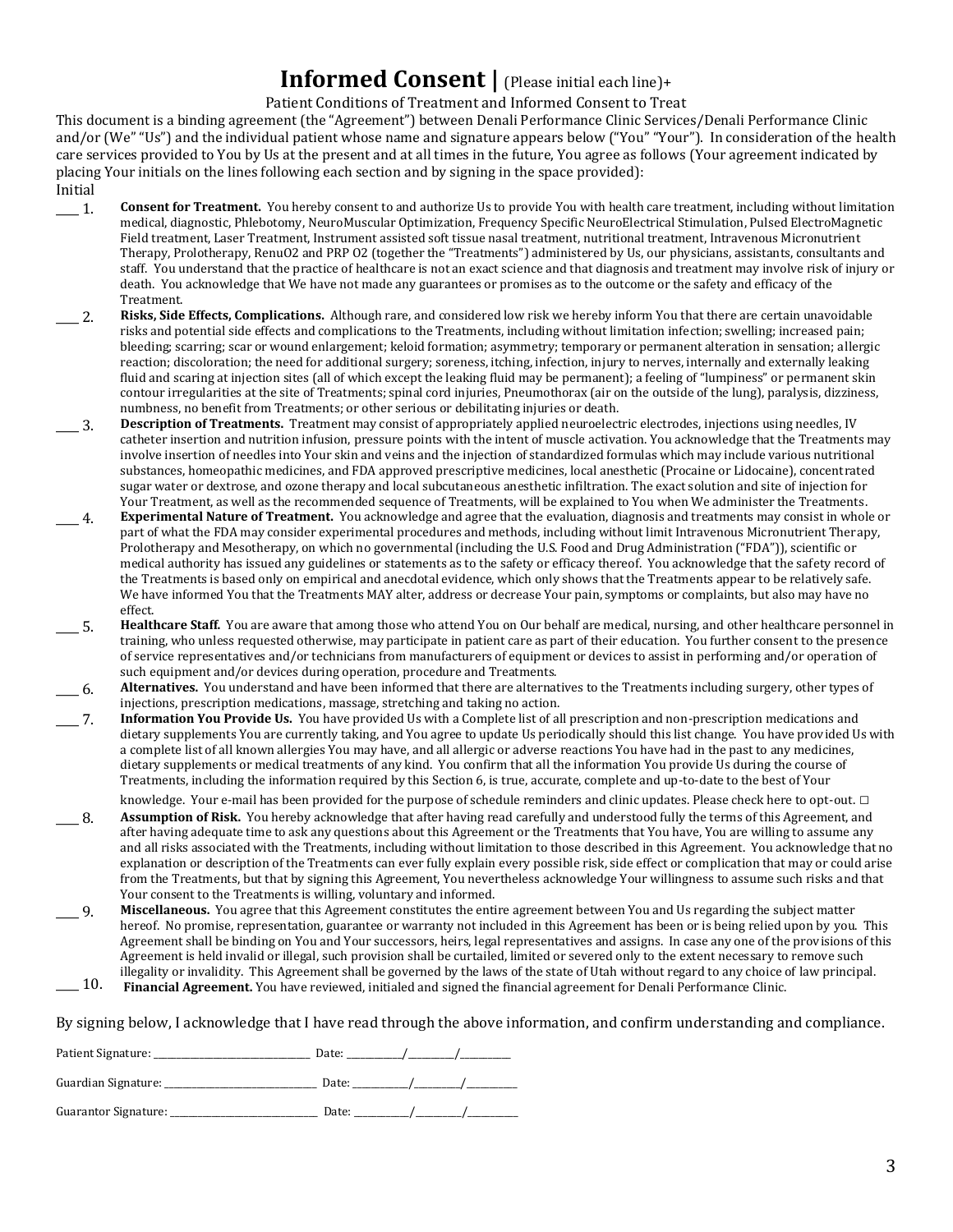# Informed Consent | (Please initial each line)+

Patient Conditions of Treatment and Informed Consent to Treat

This document is a binding agreement (the "Agreement") between Denali Performance Clinic Services/Denali Performance Clinic and/or (We" "Us") and the individual patient whose name and signature appears below ("You" "Your"). In consideration of the health care services provided to You by Us at the present and at all times in the future, You agree as follows (Your agreement indicated by placing Your initials on the lines following each section and by signing in the space provided):

Initial

____ 1. **Consent for Treatment.** You hereby consent to and authorize Us to provide You with health care treatment, including without limitation medical, diagnostic, Phlebotomy, NeuroMuscular Optimization, Frequency Specific NeuroElectrical Stimulation, Pulsed ElectroMagnetic Field treatment, Laser Treatment, Instrument assisted soft tissue nasal treatment, nutritional treatment, Intravenous Micronutrient Therapy, Prolotherapy, RenuO2 and PRP O2 (together the "Treatments") administered by Us, our physicians, assistants, consultants and staff. You understand that the practice of healthcare is not an exact science and that diagnosis and treatment may involve risk of injury or death. You acknowledge that We have not made any guarantees or promises as to the outcome or the safety and efficacy of the Treatment.

____ 2. **Risks, Side Effects, Complications.** Although rare, and considered low risk we hereby inform You that there are certain unavoidable risks and potential side effects and complications to the Treatments, including without limitation infection; swelling; increased pain; bleeding; scarring; scar or wound enlargement; keloid formation; asymmetry; temporary or permanent alteration in sensation; allergic reaction; discoloration; the need for additional surgery; soreness, itching, infection, injury to nerves, internally and externally leaking fluid and scaring at injection sites (all of which except the leaking fluid may be permanent); a feeling of "lumpiness" or permanent skin contour irregularities at the site of Treatments; spinal cord injuries, Pneumothorax (air on the outside of the lung), paralysis, dizziness, numbness, no benefit from Treatments; or other serious or debilitating injuries or death.

____ 3. **Description of Treatments.** Treatment may consist of appropriately applied neuroelectric electrodes, injections using needles, IV catheter insertion and nutrition infusion, pressure points with the intent of muscle activation. You acknowledge that the Treatments may involve insertion of needles into Your skin and veins and the injection of standardized formulas which may include various nutritional substances, homeopathic medicines, and FDA approved prescriptive medicines, local anesthetic (Procaine or Lidocaine), concentrated sugar water or dextrose, and ozone therapy and local subcutaneous anesthetic infiltration. The exact solution and site of injection for Your Treatment, as well as the recommended sequence of Treatments, will be explained to You when We administer the Treatments.

____ 4. **Experimental Nature of Treatment.** You acknowledge and agree that the evaluation, diagnosis and treatments may consist in whole or part of what the FDA may consider experimental procedures and methods, including without limit Intravenous Micronutrient Therapy, Prolotherapy and Mesotherapy, on which no governmental (including the U.S. Food and Drug Administration ("FDA")), scientific or medical authority has issued any guidelines or statements as to the safety or efficacy thereof. You acknowledge that the safety record of the Treatments is based only on empirical and anecdotal evidence, which only shows that the Treatments appear to be relatively safe. We have informed You that the Treatments MAY alter, address or decrease Your pain, symptoms or complaints, but also may have no effect.

____ 5. **Healthcare Staff.** You are aware that among those who attend You on Our behalf are medical, nursing, and other healthcare personnel in training, who unless requested otherwise, may participate in patient care as part of their education. You further consent to the presence of service representatives and/or technicians from manufacturers of equipment or devices to assist in performing and/or operation of such equipment and/or devices during operation, procedure and Treatments.

____ 6. **Alternatives.** You understand and have been informed that there are alternatives to the Treatments including surgery, other types of injections, prescription medications, massage, stretching and taking no action.

____ 7. **Information You Provide Us.** You have provided Us with a Complete list of all prescription and non-prescription medications and dietary supplements You are currently taking, and You agree to update Us periodically should this list change. You have provided Us with a complete list of all known allergies You may have, and all allergic or adverse reactions You have had in the past to any medicines, dietary supplements or medical treatments of any kind. You confirm that all the information You provide Us during the course of Treatments, including the information required by this Section 6, is true, accurate, complete and up-to-date to the best of Your knowledge. Your e-mail has been provided for the purpose of schedule reminders and clinic updates. Please check here to opt-out. □

____ 8. **Assumption of Risk.** You hereby acknowledge that after having read carefully and understood fully the terms of this Agreement, and after having adequate time to ask any questions about this Agreement or the Treatments that You have, You are willing to assume any and all risks associated with the Treatments, including without limitation to those described in this Agreement. You acknowledge that no explanation or description of the Treatments can ever fully explain every possible risk, side effect or complication that may or could arise from the Treatments, but that by signing this Agreement, You nevertheless acknowledge Your willingness to assume such risks and that Your consent to the Treatments is willing, voluntary and informed.

____ 9. **Miscellaneous.** You agree that this Agreement constitutes the entire agreement between You and Us regarding the subject matter hereof. No promise, representation, guarantee or warranty not included in this Agreement has been or is being relied upon by you. This Agreement shall be binding on You and Your successors, heirs, legal representatives and assigns. In case any one of the provisions of this Agreement is held invalid or illegal, such provision shall be curtailed, limited or severed only to the extent necessary to remove such illegality or invalidity. This Agreement shall be governed by the laws of the state of Utah without regard to any choice of law principal.

____ 10. **Financial Agreement.** You have reviewed, initialed and signed the financial agreement for Denali Performance Clinic.

By signing below, I acknowledge that I have read through the above information, and confirm understanding and compliance.

Patient Signature: ________________________ Date: _________/_________/_________

Guardian Signature: ________________________ Date: _________/_________/_________

Guarantor Signature: ________________________ Date: _________/_________/_________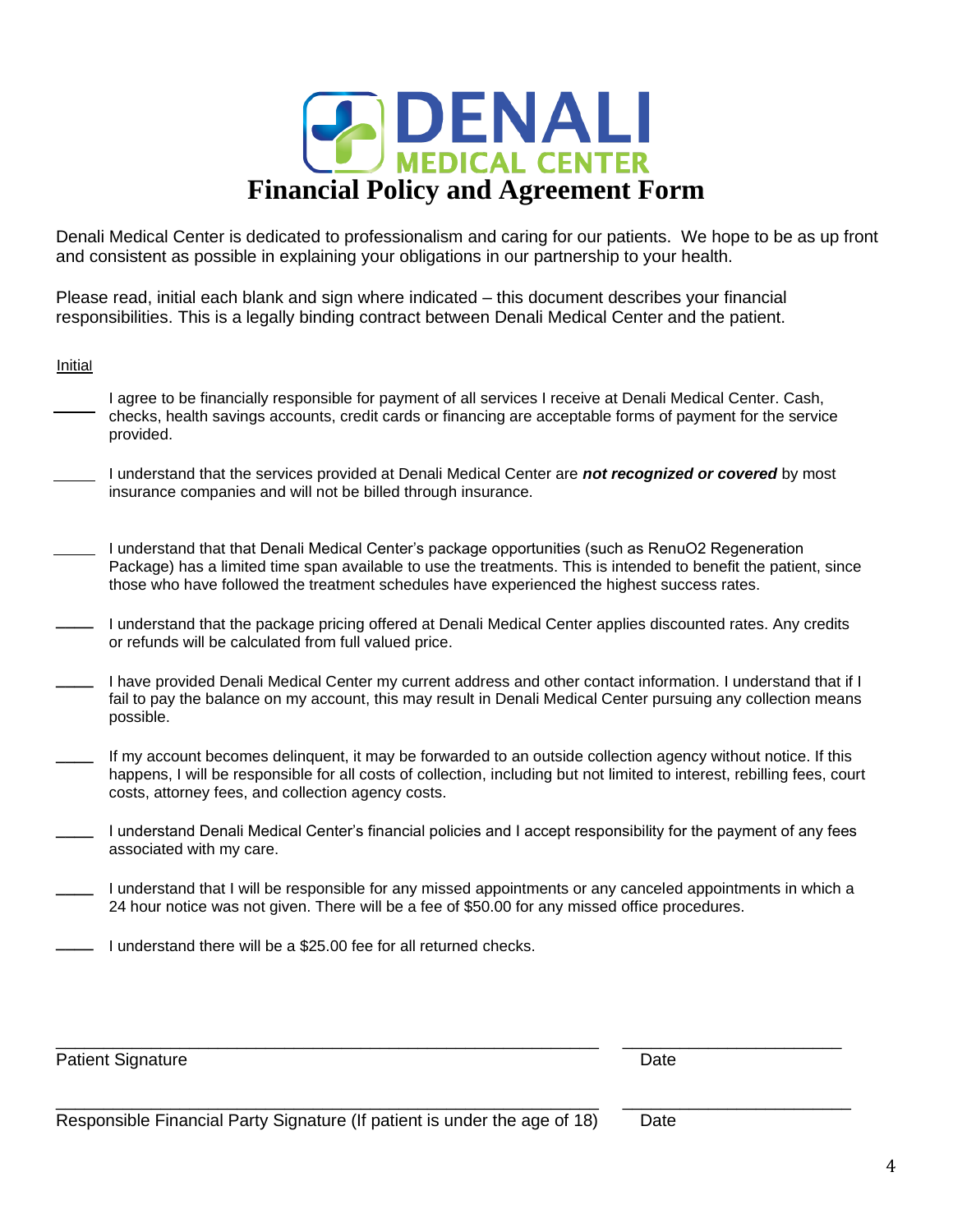# DENALI MEDICAL CENTER

# Financial Policy and Agreement Form

Denali Medical Center is dedicated to professionalism and caring for our patients. We hope to be as up front and consistent as possible in explaining your obligations in our partnership to your health.

Please read, initial each blank and sign where indicated – this document describes your financial responsibilities. This is a legally binding contract between Denali Medical Center and the patient.

Initial

____ I agree to be financially responsible for payment of all services I receive at Denali Medical Center. Cash, checks, health savings accounts, credit cards or financing are acceptable forms of payment for the service provided.

____ I understand that the services provided at Denali Medical Center are ***not recognized or covered*** by most insurance companies and will not be billed through insurance.

____ I understand that that Denali Medical Center's package opportunities (such as RenuO2 Regeneration Package) has a limited time span available to use the treatments. This is intended to benefit the patient, since those who have followed the treatment schedules have experienced the highest success rates.

____ I understand that the package pricing offered at Denali Medical Center applies discounted rates. Any credits or refunds will be calculated from full valued price.

____ I have provided Denali Medical Center my current address and other contact information. I understand that if I fail to pay the balance on my account, this may result in Denali Medical Center pursuing any collection means possible.

____ If my account becomes delinquent, it may be forwarded to an outside collection agency without notice. If this happens, I will be responsible for all costs of collection, including but not limited to interest, rebilling fees, court costs, attorney fees, and collection agency costs.

____ I understand Denali Medical Center's financial policies and I accept responsibility for the payment of any fees associated with my care.

____ I understand that I will be responsible for any missed appointments or any canceled appointments in which a 24 hour notice was not given. There will be a fee of $50.00 for any missed office procedures.

____ I understand there will be a $25.00 fee for all returned checks.

______________________________________________ ______________________

Patient Signature Date

______________________________________________ ______________________

Responsible Financial Party Signature (If patient is under the age of 18) Date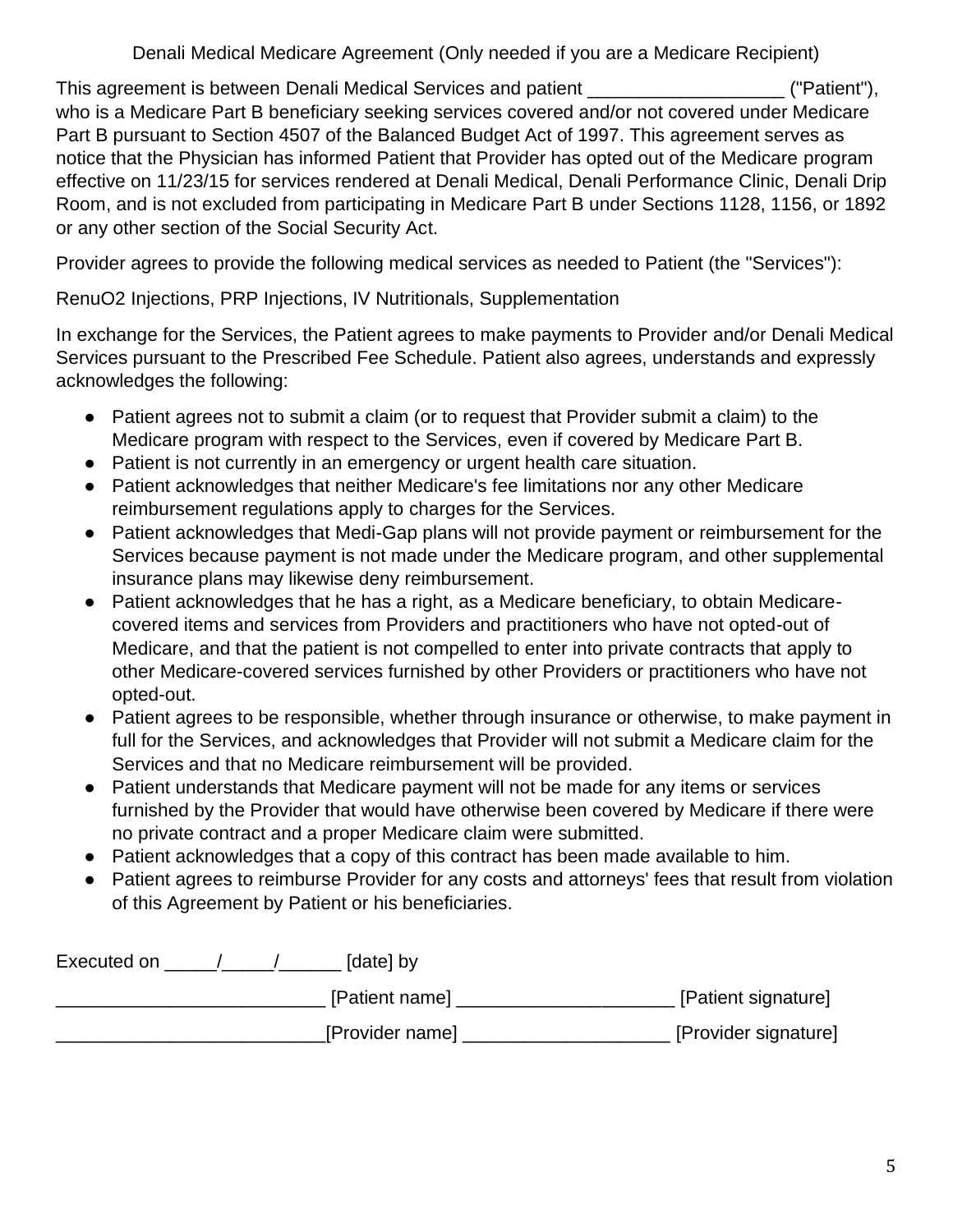Denali Medical Medicare Agreement (Only needed if you are a Medicare Recipient)

This agreement is between Denali Medical Services and patient ___________________ ("Patient"), who is a Medicare Part B beneficiary seeking services covered and/or not covered under Medicare Part B pursuant to Section 4507 of the Balanced Budget Act of 1997. This agreement serves as notice that the Physician has informed Patient that Provider has opted out of the Medicare program effective on 11/23/15 for services rendered at Denali Medical, Denali Performance Clinic, Denali Drip Room, and is not excluded from participating in Medicare Part B under Sections 1128, 1156, or 1892 or any other section of the Social Security Act.

Provider agrees to provide the following medical services as needed to Patient (the "Services"):

RenuO2 Injections, PRP Injections, IV Nutritionals, Supplementation

In exchange for the Services, the Patient agrees to make payments to Provider and/or Denali Medical Services pursuant to the Prescribed Fee Schedule. Patient also agrees, understands and expressly acknowledges the following:

- Patient agrees not to submit a claim (or to request that Provider submit a claim) to the Medicare program with respect to the Services, even if covered by Medicare Part B.
- Patient is not currently in an emergency or urgent health care situation.
- Patient acknowledges that neither Medicare's fee limitations nor any other Medicare reimbursement regulations apply to charges for the Services.
- Patient acknowledges that Medi-Gap plans will not provide payment or reimbursement for the Services because payment is not made under the Medicare program, and other supplemental insurance plans may likewise deny reimbursement.
- Patient acknowledges that he has a right, as a Medicare beneficiary, to obtain Medicare-covered items and services from Providers and practitioners who have not opted-out of Medicare, and that the patient is not compelled to enter into private contracts that apply to other Medicare-covered services furnished by other Providers or practitioners who have not opted-out.
- Patient agrees to be responsible, whether through insurance or otherwise, to make payment in full for the Services, and acknowledges that Provider will not submit a Medicare claim for the Services and that no Medicare reimbursement will be provided.
- Patient understands that Medicare payment will not be made for any items or services furnished by the Provider that would have otherwise been covered by Medicare if there were no private contract and a proper Medicare claim were submitted.
- Patient acknowledges that a copy of this contract has been made available to him.
- Patient agrees to reimburse Provider for any costs and attorneys' fees that result from violation of this Agreement by Patient or his beneficiaries.

Executed on _____/_____/______ [date] by

_________________________ [Patient name] ____________________ [Patient signature]

_________________________[Provider name] ___________________ [Provider signature]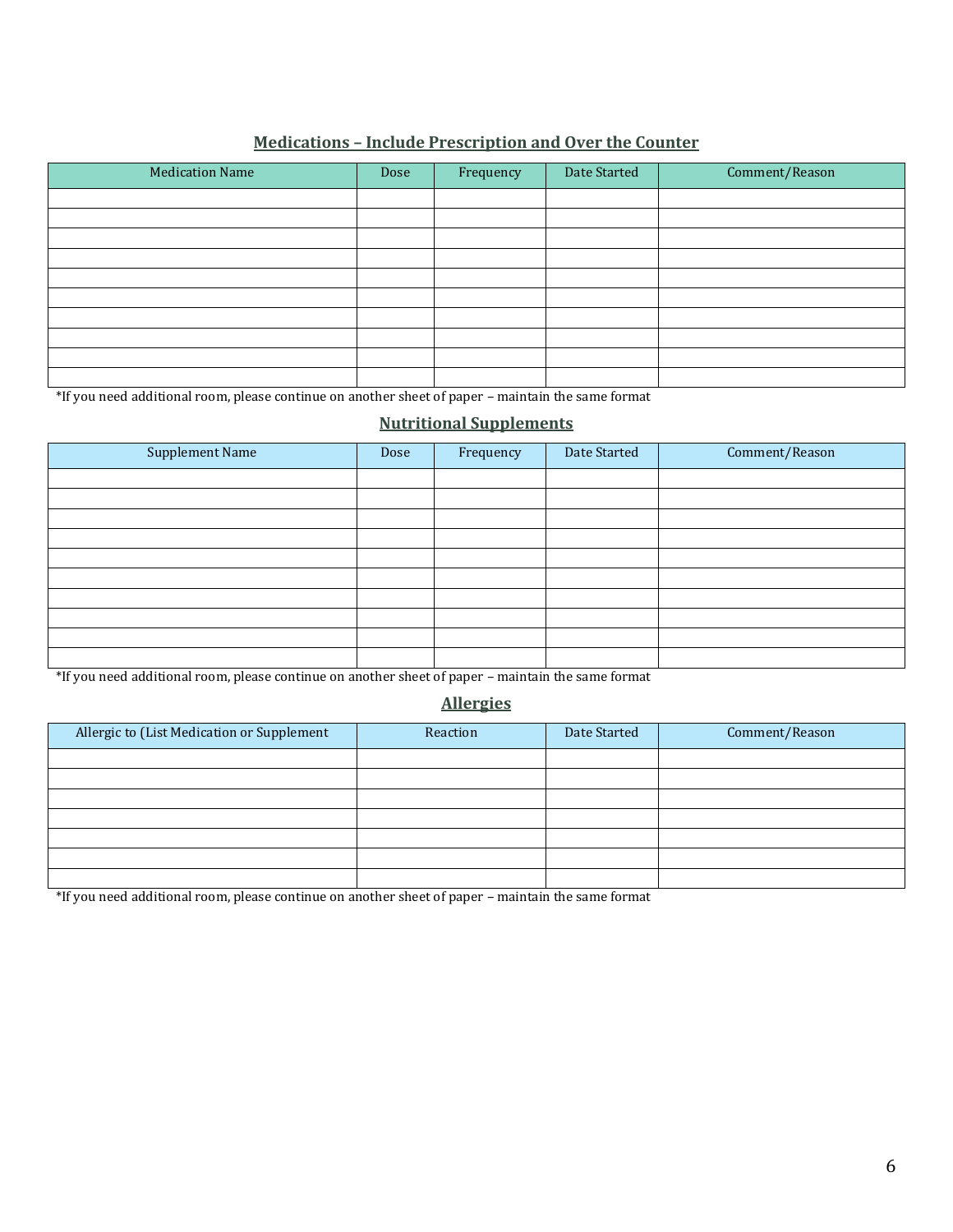## Medications – Include Prescription and Over the Counter

| Medication Name | Dose | Frequency | Date Started | Comment/Reason |
|---|---|---|---|---|
| | | | | |
| | | | | |
| | | | | |
| | | | | |
| | | | | |
| | | | | |
| | | | | |
| | | | | |
| | | | | |
| | | | | |

*If you need additional room, please continue on another sheet of paper – maintain the same format

## Nutritional Supplements

| Supplement Name | Dose | Frequency | Date Started | Comment/Reason |
|---|---|---|---|---|
| | | | | |
| | | | | |
| | | | | |
| | | | | |
| | | | | |
| | | | | |
| | | | | |
| | | | | |
| | | | | |
| | | | | |

*If you need additional room, please continue on another sheet of paper – maintain the same format

## Allergies

| Allergic to (List Medication or Supplement | Reaction | Date Started | Comment/Reason |
|---|---|---|---|
| | | | |
| | | | |
| | | | |
| | | | |
| | | | |
| | | | |
| | | | |

*If you need additional room, please continue on another sheet of paper – maintain the same format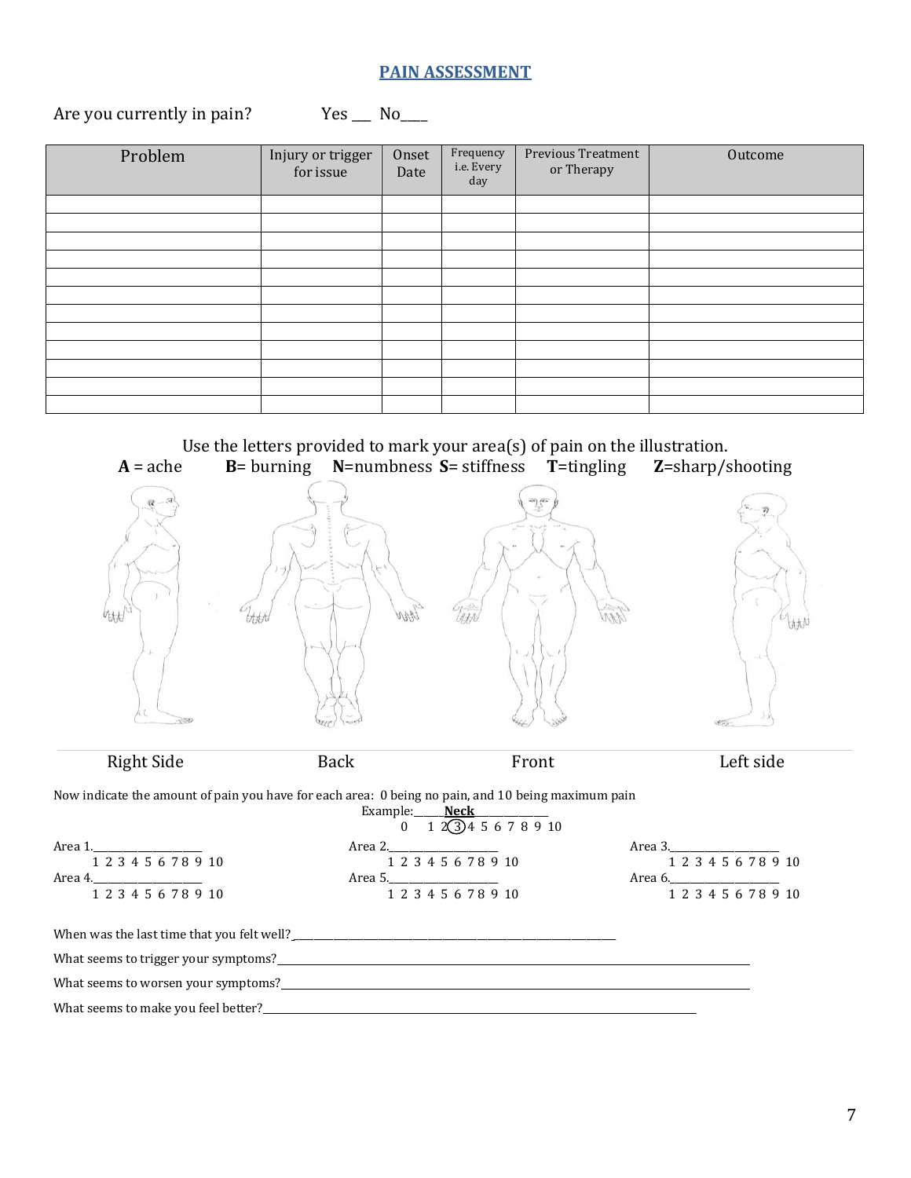## PAIN ASSESSMENT

Are you currently in pain? Yes ___ No____

| Problem | Injury or trigger for issue | Onset Date | Frequency i.e. Every day | Previous Treatment or Therapy | Outcome |
|---|---|---|---|---|---|
| | | | | | |
| | | | | | |
| | | | | | |
| | | | | | |
| | | | | | |
| | | | | | |
| | | | | | |
| | | | | | |
| | | | | | |
| | | | | | |
| | | | | | |
| | | | | | |

Use the letters provided to mark your area(s) of pain on the illustration.

**A** = ache **B**= burning **N**=numbness **S**= stiffness **T**=tingling **Z**=sharp/shooting

Right Side Back Front Left side

Now indicate the amount of pain you have for each area: 0 being no pain, and 10 being maximum pain

Example:______**Neck**______________
0 1 2 (3) 4 5 6 7 8 9 10

Area 1.____________________
1 2 3 4 5 6 7 8 9 10

Area 2.____________________
1 2 3 4 5 6 7 8 9 10

Area 3.____________________
1 2 3 4 5 6 7 8 9 10

Area 4.____________________
1 2 3 4 5 6 7 8 9 10

Area 5.____________________
1 2 3 4 5 6 7 8 9 10

Area 6.____________________
1 2 3 4 5 6 7 8 9 10

When was the last time that you felt well?_____________________________________________

What seems to trigger your symptoms?_____________________________________________

What seems to worsen your symptoms?_____________________________________________

What seems to make you feel better?_____________________________________________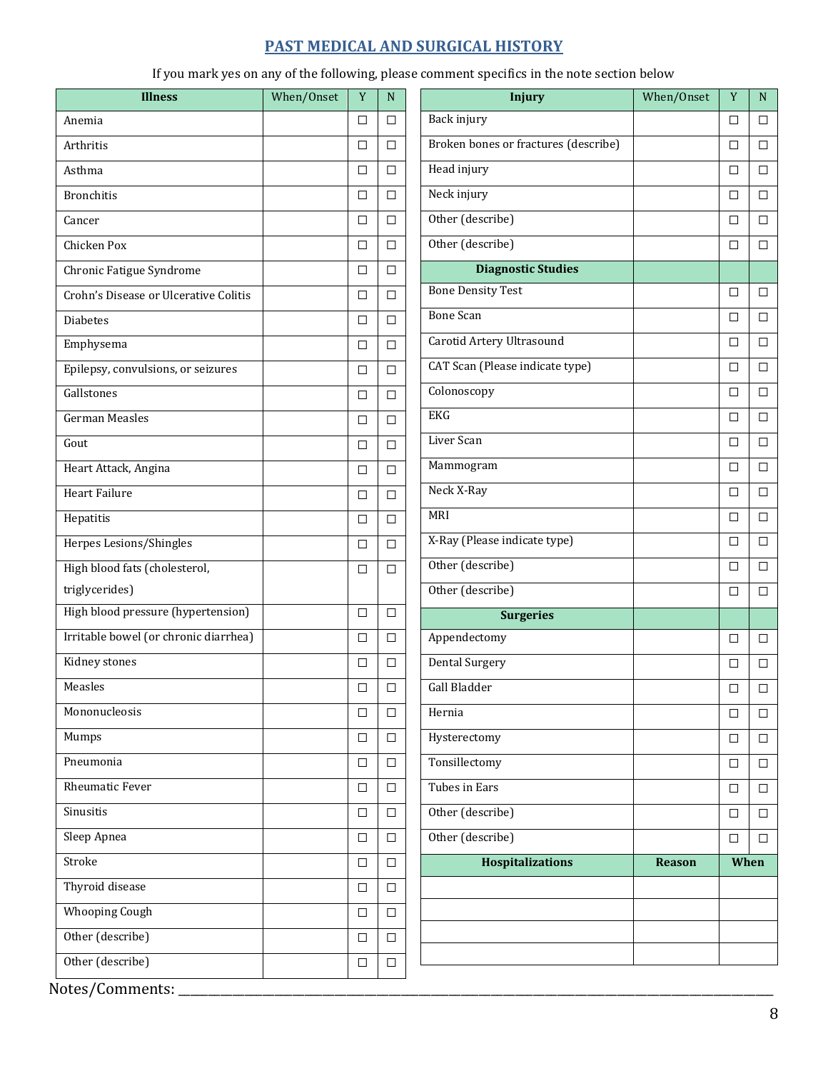## PAST MEDICAL AND SURGICAL HISTORY

If you mark yes on any of the following, please comment specifics in the note section below

| Illness | When/Onset | Y | N |
|---|---|---|---|
| Anemia | | ☐ | ☐ |
| Arthritis | | ☐ | ☐ |
| Asthma | | ☐ | ☐ |
| Bronchitis | | ☐ | ☐ |
| Cancer | | ☐ | ☐ |
| Chicken Pox | | ☐ | ☐ |
| Chronic Fatigue Syndrome | | ☐ | ☐ |
| Crohn's Disease or Ulcerative Colitis | | ☐ | ☐ |
| Diabetes | | ☐ | ☐ |
| Emphysema | | ☐ | ☐ |
| Epilepsy, convulsions, or seizures | | ☐ | ☐ |
| Gallstones | | ☐ | ☐ |
| German Measles | | ☐ | ☐ |
| Gout | | ☐ | ☐ |
| Heart Attack, Angina | | ☐ | ☐ |
| Heart Failure | | ☐ | ☐ |
| Hepatitis | | ☐ | ☐ |
| Herpes Lesions/Shingles | | ☐ | ☐ |
| High blood fats (cholesterol, triglycerides) | | ☐ | ☐ |
| High blood pressure (hypertension) | | ☐ | ☐ |
| Irritable bowel (or chronic diarrhea) | | ☐ | ☐ |
| Kidney stones | | ☐ | ☐ |
| Measles | | ☐ | ☐ |
| Mononucleosis | | ☐ | ☐ |
| Mumps | | ☐ | ☐ |
| Pneumonia | | ☐ | ☐ |
| Rheumatic Fever | | ☐ | ☐ |
| Sinusitis | | ☐ | ☐ |
| Sleep Apnea | | ☐ | ☐ |
| Stroke | | ☐ | ☐ |
| Thyroid disease | | ☐ | ☐ |
| Whooping Cough | | ☐ | ☐ |
| Other (describe) | | ☐ | ☐ |
| Other (describe) | | ☐ | ☐ |

| Injury | When/Onset | Y | N |
|---|---|---|---|
| Back injury | | ☐ | ☐ |
| Broken bones or fractures (describe) | | ☐ | ☐ |
| Head injury | | ☐ | ☐ |
| Neck injury | | ☐ | ☐ |
| Other (describe) | | ☐ | ☐ |
| Other (describe) | | ☐ | ☐ |
| **Diagnostic Studies** | | | |
| Bone Density Test | | ☐ | ☐ |
| Bone Scan | | ☐ | ☐ |
| Carotid Artery Ultrasound | | ☐ | ☐ |
| CAT Scan (Please indicate type) | | ☐ | ☐ |
| Colonoscopy | | ☐ | ☐ |
| EKG | | ☐ | ☐ |
| Liver Scan | | ☐ | ☐ |
| Mammogram | | ☐ | ☐ |
| Neck X-Ray | | ☐ | ☐ |
| MRI | | ☐ | ☐ |
| X-Ray (Please indicate type) | | ☐ | ☐ |
| Other (describe) | | ☐ | ☐ |
| Other (describe) | | ☐ | ☐ |
| **Surgeries** | | | |
| Appendectomy | | ☐ | ☐ |
| Dental Surgery | | ☐ | ☐ |
| Gall Bladder | | ☐ | ☐ |
| Hernia | | ☐ | ☐ |
| Hysterectomy | | ☐ | ☐ |
| Tonsillectomy | | ☐ | ☐ |
| Tubes in Ears | | ☐ | ☐ |
| Other (describe) | | ☐ | ☐ |
| Other (describe) | | ☐ | ☐ |

| Hospitalizations | Reason | When |
|---|---|---|
| | | |
| | | |
| | | |
| | | |

Notes/Comments: ___________________________________________________________________________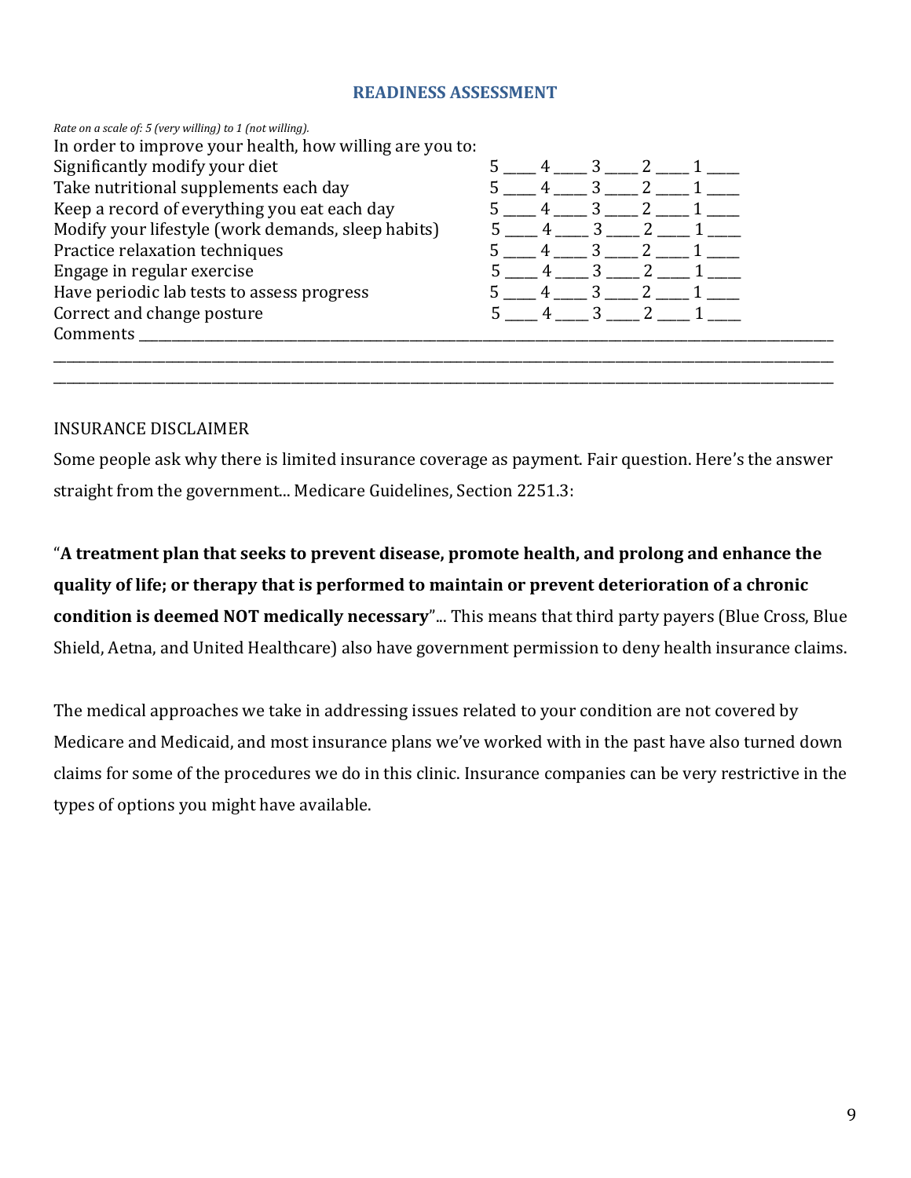## READINESS ASSESSMENT

*Rate on a scale of: 5 (very willing) to 1 (not willing).*

In order to improve your health, how willing are you to:

| | |
|---|---|
| Significantly modify your diet | 5 ____ 4 ____ 3 ____ 2 ____ 1 ____ |
| Take nutritional supplements each day | 5 ____ 4 ____ 3 ____ 2 ____ 1 ____ |
| Keep a record of everything you eat each day | 5 ____ 4 ____ 3 ____ 2 ____ 1 ____ |
| Modify your lifestyle (work demands, sleep habits) | 5 ____ 4 ____ 3 ____ 2 ____ 1 ____ |
| Practice relaxation techniques | 5 ____ 4 ____ 3 ____ 2 ____ 1 ____ |
| Engage in regular exercise | 5 ____ 4 ____ 3 ____ 2 ____ 1 ____ |
| Have periodic lab tests to assess progress | 5 ____ 4 ____ 3 ____ 2 ____ 1 ____ |
| Correct and change posture | 5 ____ 4 ____ 3 ____ 2 ____ 1 ____ |

Comments ______________________________________________________________________________

______________________________________________________________________________________

______________________________________________________________________________________

INSURANCE DISCLAIMER

Some people ask why there is limited insurance coverage as payment. Fair question. Here's the answer straight from the government... Medicare Guidelines, Section 2251.3:

"**A treatment plan that seeks to prevent disease, promote health, and prolong and enhance the quality of life; or therapy that is performed to maintain or prevent deterioration of a chronic condition is deemed NOT medically necessary**"... This means that third party payers (Blue Cross, Blue Shield, Aetna, and United Healthcare) also have government permission to deny health insurance claims.

The medical approaches we take in addressing issues related to your condition are not covered by Medicare and Medicaid, and most insurance plans we've worked with in the past have also turned down claims for some of the procedures we do in this clinic. Insurance companies can be very restrictive in the types of options you might have available.